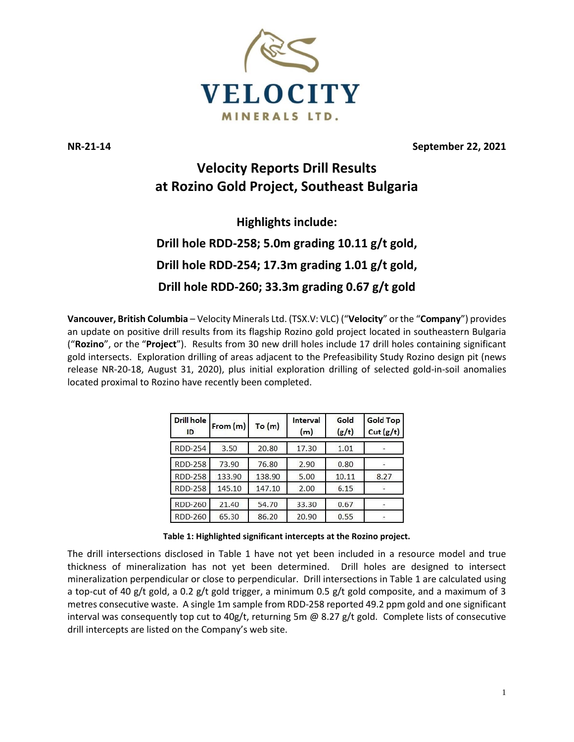VELOCITY MINERALS LTD.

**NR-21-14** **September 22, 2021**

# Velocity Reports Drill Results at Rozino Gold Project, Southeast Bulgaria

## Highlights include:

## Drill hole RDD-258; 5.0m grading 10.11 g/t gold,

## Drill hole RDD-254; 17.3m grading 1.01 g/t gold,

## Drill hole RDD-260; 33.3m grading 0.67 g/t gold

**Vancouver, British Columbia** – Velocity Minerals Ltd. (TSX.V: VLC) ("**Velocity**" or the "**Company**") provides an update on positive drill results from its flagship Rozino gold project located in southeastern Bulgaria ("**Rozino**", or the "**Project**"). Results from 30 new drill holes include 17 drill holes containing significant gold intersects. Exploration drilling of areas adjacent to the Prefeasibility Study Rozino design pit (news release NR-20-18, August 31, 2020), plus initial exploration drilling of selected gold-in-soil anomalies located proximal to Rozino have recently been completed.

| Drill hole ID | From (m) | To (m) | Interval (m) | Gold (g/t) | Gold Top Cut (g/t) |
|---|---|---|---|---|---|
| RDD-254 | 3.50 | 20.80 | 17.30 | 1.01 | - |
| RDD-258 | 73.90 | 76.80 | 2.90 | 0.80 | - |
| RDD-258 | 133.90 | 138.90 | 5.00 | 10.11 | 8.27 |
| RDD-258 | 145.10 | 147.10 | 2.00 | 6.15 | - |
| RDD-260 | 21.40 | 54.70 | 33.30 | 0.67 | - |
| RDD-260 | 65.30 | 86.20 | 20.90 | 0.55 | - |

**Table 1: Highlighted significant intercepts at the Rozino project.**

The drill intersections disclosed in Table 1 have not yet been included in a resource model and true thickness of mineralization has not yet been determined. Drill holes are designed to intersect mineralization perpendicular or close to perpendicular. Drill intersections in Table 1 are calculated using a top-cut of 40 g/t gold, a 0.2 g/t gold trigger, a minimum 0.5 g/t gold composite, and a maximum of 3 metres consecutive waste. A single 1m sample from RDD-258 reported 49.2 ppm gold and one significant interval was consequently top cut to 40g/t, returning 5m @ 8.27 g/t gold. Complete lists of consecutive drill intercepts are listed on the Company's web site.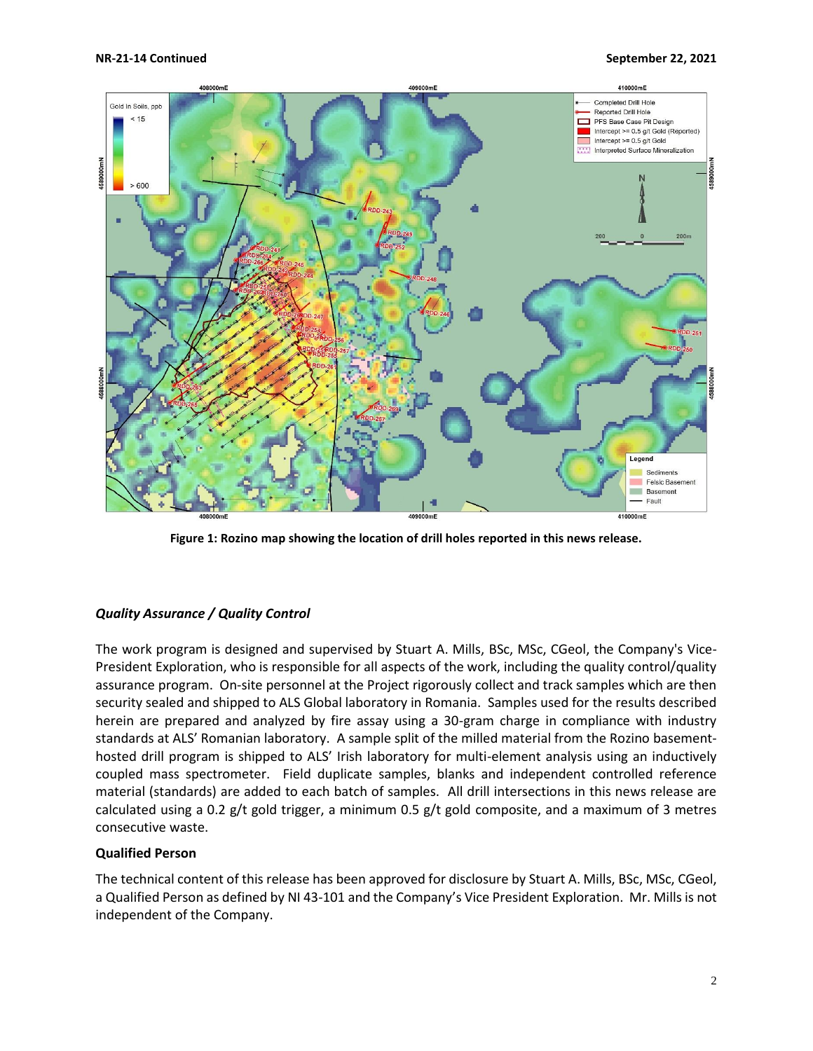Figure 1: Rozino map showing the location of drill holes reported in this news release.

### *Quality Assurance / Quality Control*

The work program is designed and supervised by Stuart A. Mills, BSc, MSc, CGeol, the Company's Vice-President Exploration, who is responsible for all aspects of the work, including the quality control/quality assurance program. On-site personnel at the Project rigorously collect and track samples which are then security sealed and shipped to ALS Global laboratory in Romania. Samples used for the results described herein are prepared and analyzed by fire assay using a 30-gram charge in compliance with industry standards at ALS' Romanian laboratory. A sample split of the milled material from the Rozino basement-hosted drill program is shipped to ALS' Irish laboratory for multi-element analysis using an inductively coupled mass spectrometer. Field duplicate samples, blanks and independent controlled reference material (standards) are added to each batch of samples. All drill intersections in this news release are calculated using a 0.2 g/t gold trigger, a minimum 0.5 g/t gold composite, and a maximum of 3 metres consecutive waste.

### Qualified Person

The technical content of this release has been approved for disclosure by Stuart A. Mills, BSc, MSc, CGeol, a Qualified Person as defined by NI 43-101 and the Company's Vice President Exploration. Mr. Mills is not independent of the Company.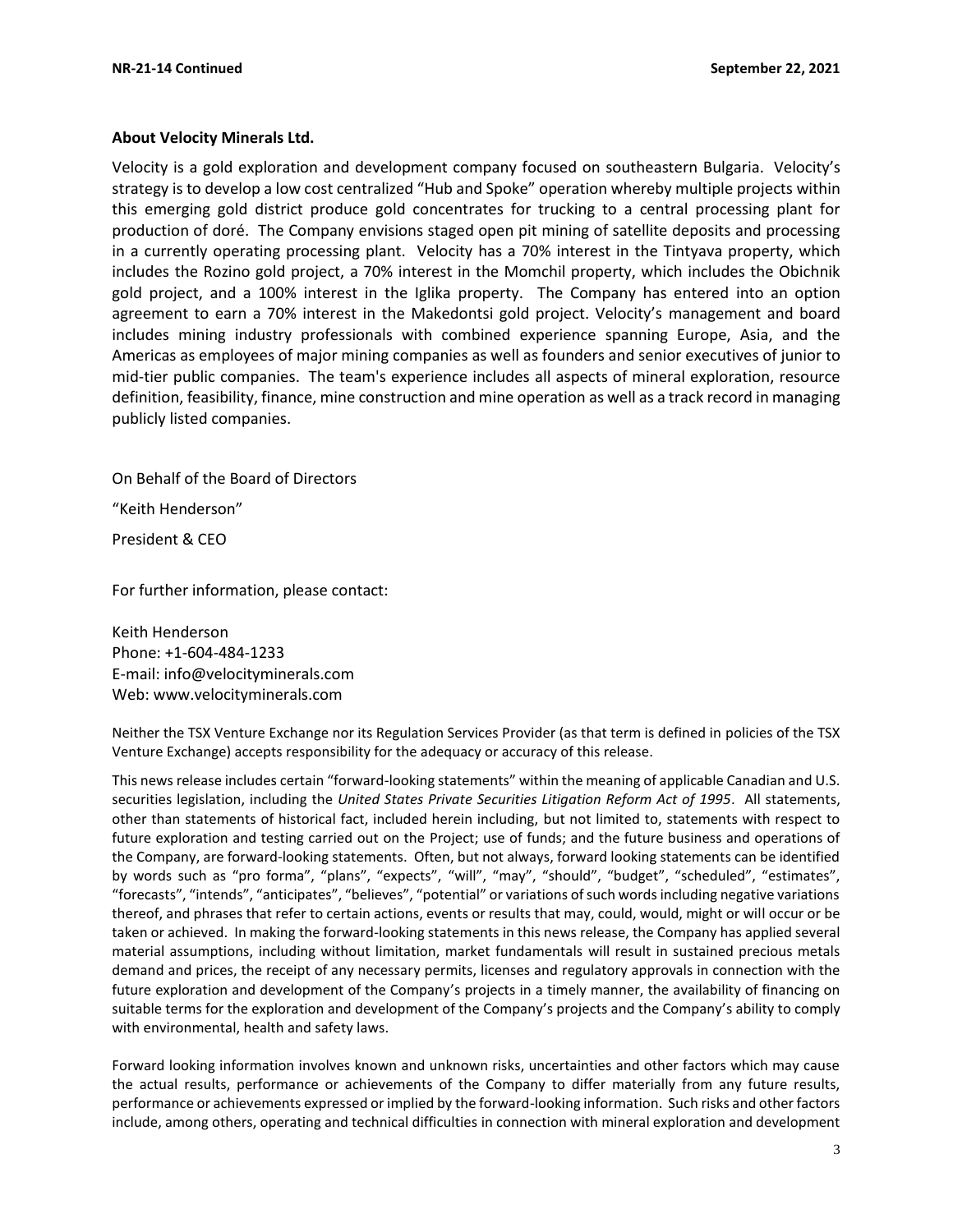## About Velocity Minerals Ltd.

Velocity is a gold exploration and development company focused on southeastern Bulgaria. Velocity's strategy is to develop a low cost centralized "Hub and Spoke" operation whereby multiple projects within this emerging gold district produce gold concentrates for trucking to a central processing plant for production of doré. The Company envisions staged open pit mining of satellite deposits and processing in a currently operating processing plant. Velocity has a 70% interest in the Tintyava property, which includes the Rozino gold project, a 70% interest in the Momchil property, which includes the Obichnik gold project, and a 100% interest in the Iglika property. The Company has entered into an option agreement to earn a 70% interest in the Makedontsi gold project. Velocity's management and board includes mining industry professionals with combined experience spanning Europe, Asia, and the Americas as employees of major mining companies as well as founders and senior executives of junior to mid-tier public companies. The team's experience includes all aspects of mineral exploration, resource definition, feasibility, finance, mine construction and mine operation as well as a track record in managing publicly listed companies.

On Behalf of the Board of Directors

"Keith Henderson"

President & CEO

For further information, please contact:

Keith Henderson
Phone: +1-604-484-1233
E-mail: info@velocityminerals.com
Web: www.velocityminerals.com

Neither the TSX Venture Exchange nor its Regulation Services Provider (as that term is defined in policies of the TSX Venture Exchange) accepts responsibility for the adequacy or accuracy of this release.

This news release includes certain "forward-looking statements" within the meaning of applicable Canadian and U.S. securities legislation, including the *United States Private Securities Litigation Reform Act of 1995*. All statements, other than statements of historical fact, included herein including, but not limited to, statements with respect to future exploration and testing carried out on the Project; use of funds; and the future business and operations of the Company, are forward-looking statements. Often, but not always, forward looking statements can be identified by words such as "pro forma", "plans", "expects", "will", "may", "should", "budget", "scheduled", "estimates", "forecasts", "intends", "anticipates", "believes", "potential" or variations of such words including negative variations thereof, and phrases that refer to certain actions, events or results that may, could, would, might or will occur or be taken or achieved. In making the forward-looking statements in this news release, the Company has applied several material assumptions, including without limitation, market fundamentals will result in sustained precious metals demand and prices, the receipt of any necessary permits, licenses and regulatory approvals in connection with the future exploration and development of the Company's projects in a timely manner, the availability of financing on suitable terms for the exploration and development of the Company's projects and the Company's ability to comply with environmental, health and safety laws.

Forward looking information involves known and unknown risks, uncertainties and other factors which may cause the actual results, performance or achievements of the Company to differ materially from any future results, performance or achievements expressed or implied by the forward-looking information. Such risks and other factors include, among others, operating and technical difficulties in connection with mineral exploration and development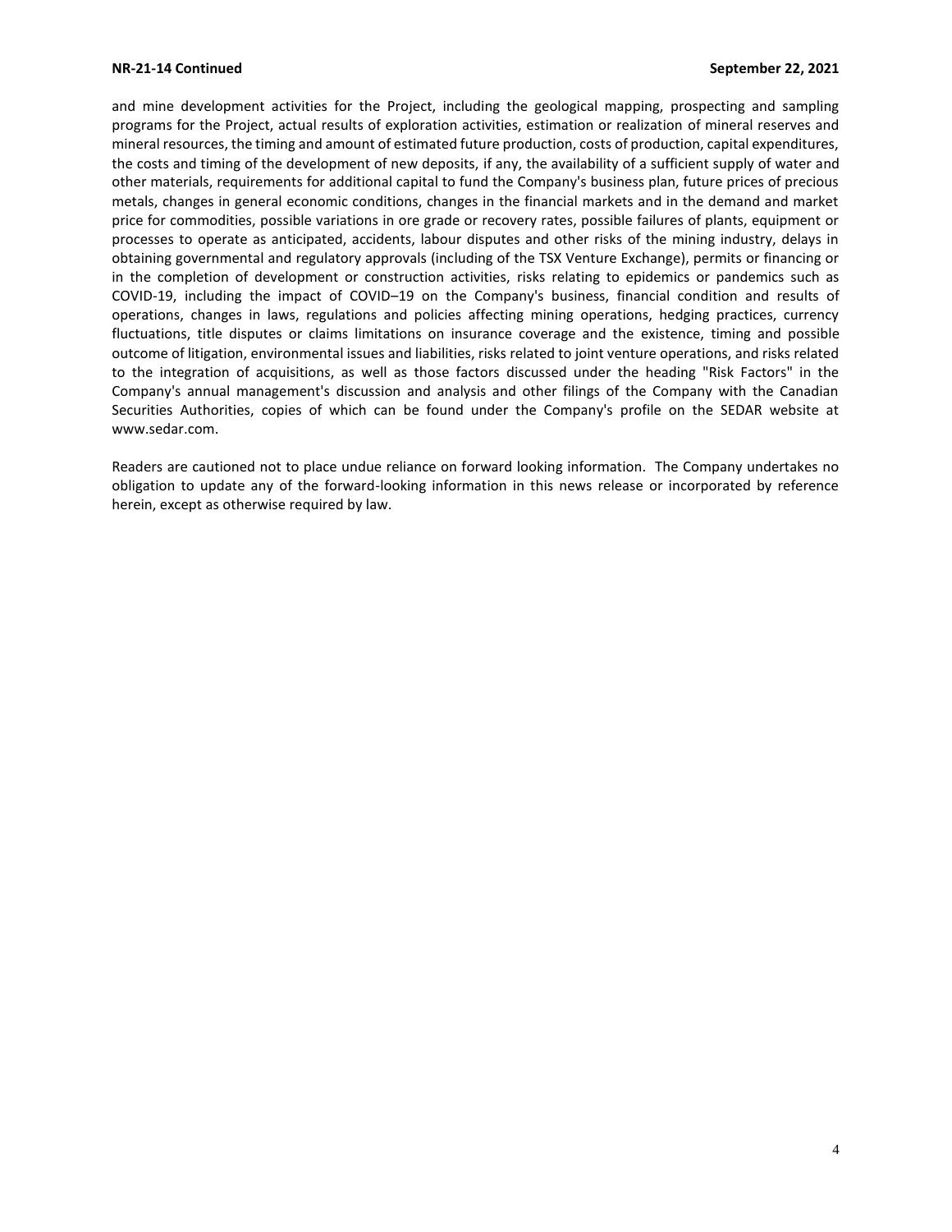and mine development activities for the Project, including the geological mapping, prospecting and sampling programs for the Project, actual results of exploration activities, estimation or realization of mineral reserves and mineral resources, the timing and amount of estimated future production, costs of production, capital expenditures, the costs and timing of the development of new deposits, if any, the availability of a sufficient supply of water and other materials, requirements for additional capital to fund the Company's business plan, future prices of precious metals, changes in general economic conditions, changes in the financial markets and in the demand and market price for commodities, possible variations in ore grade or recovery rates, possible failures of plants, equipment or processes to operate as anticipated, accidents, labour disputes and other risks of the mining industry, delays in obtaining governmental and regulatory approvals (including of the TSX Venture Exchange), permits or financing or in the completion of development or construction activities, risks relating to epidemics or pandemics such as COVID-19, including the impact of COVID–19 on the Company's business, financial condition and results of operations, changes in laws, regulations and policies affecting mining operations, hedging practices, currency fluctuations, title disputes or claims limitations on insurance coverage and the existence, timing and possible outcome of litigation, environmental issues and liabilities, risks related to joint venture operations, and risks related to the integration of acquisitions, as well as those factors discussed under the heading "Risk Factors" in the Company's annual management's discussion and analysis and other filings of the Company with the Canadian Securities Authorities, copies of which can be found under the Company's profile on the SEDAR website at www.sedar.com.

Readers are cautioned not to place undue reliance on forward looking information. The Company undertakes no obligation to update any of the forward-looking information in this news release or incorporated by reference herein, except as otherwise required by law.